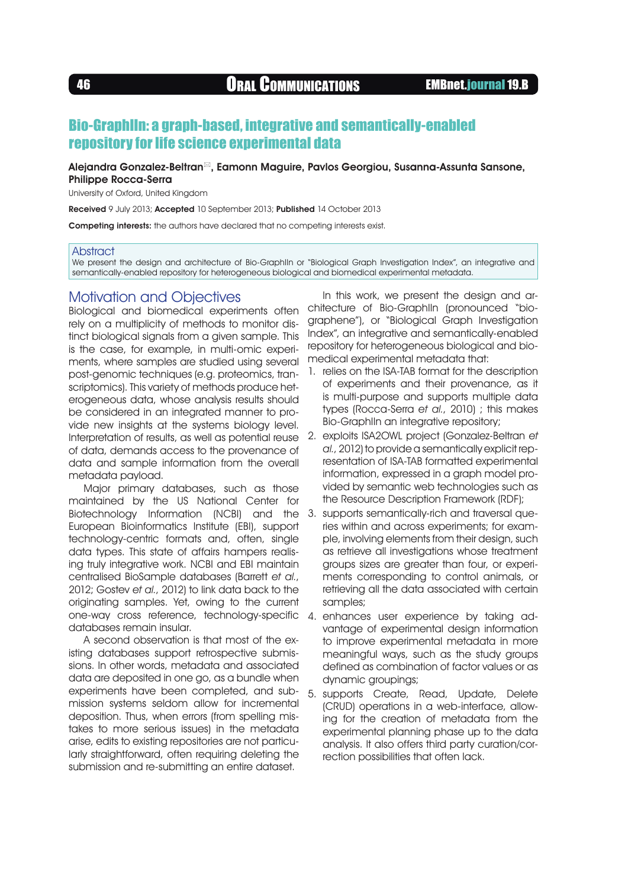# Bio-GraphIIn: a graph-based, integrative and semantically-enabled repository for life science experimental data

**Alejandra Gonzalez-Beltran**✉**, Eamonn Maguire, Pavlos Georgiou, Susanna-Assunta Sansone, Philippe Rocca-Serra**

University of Oxford, United Kingdom

**Received** 9 July 2013; **Accepted** 10 September 2013; **Published** 14 October 2013

**Competing interests:** the authors have declared that no competing interests exist.

## Abstract

We present the design and architecture of Bio-GraphIIn or "Biological Graph Investigation Index", an integrative and semantically-enabled repository for heterogeneous biological and biomedical experimental metadata.

## Motivation and Objectives

Biological and biomedical experiments often rely on a multiplicity of methods to monitor distinct biological signals from a given sample. This is the case, for example, in multi-omic experiments, where samples are studied using several post-genomic techniques (e.g. proteomics, transcriptomics). This variety of methods produce heterogeneous data, whose analysis results should be considered in an integrated manner to provide new insights at the systems biology level. Interpretation of results, as well as potential reuse of data, demands access to the provenance of data and sample information from the overall metadata payload.

Major primary databases, such as those maintained by the US National Center for Biotechnology Information (NCBI) and the European Bioinformatics Institute (EBI), support technology-centric formats and, often, single data types. This state of affairs hampers realising truly integrative work. NCBI and EBI maintain centralised BioSample databases (Barrett *et al.*, 2012; Gostev *et al.*, 2012) to link data back to the originating samples. Yet, owing to the current one-way cross reference, technology-specific databases remain insular.

A second observation is that most of the existing databases support retrospective submissions. In other words, metadata and associated data are deposited in one go, as a bundle when experiments have been completed, and submission systems seldom allow for incremental deposition. Thus, when errors (from spelling mistakes to more serious issues) in the metadata arise, edits to existing repositories are not particularly straightforward, often requiring deleting the submission and re-submitting an entire dataset.

In this work, we present the design and architecture of Bio-GraphIIn (pronounced "bio-graphene"), or "Biological Graph Investigation Index", an integrative and semantically-enabled repository for heterogeneous biological and biomedical experimental metadata that:

1. relies on the ISA-TAB format for the description of experiments and their provenance, as it is multi-purpose and supports multiple data types (Rocca-Serra *et al.*, 2010) ; this makes Bio-GraphIIn an integrative repository;
2. exploits ISA2OWL project (Gonzalez-Beltran *et al.*, 2012) to provide a semantically explicit representation of ISA-TAB formatted experimental information, expressed in a graph model provided by semantic web technologies such as the Resource Description Framework (RDF);
3. supports semantically-rich and traversal queries within and across experiments; for example, involving elements from their design, such as retrieve all investigations whose treatment groups sizes are greater than four, or experiments corresponding to control animals, or retrieving all the data associated with certain samples;
4. enhances user experience by taking advantage of experimental design information to improve experimental metadata in more meaningful ways, such as the study groups defined as combination of factor values or as dynamic groupings;
5. supports Create, Read, Update, Delete (CRUD) operations in a web-interface, allowing for the creation of metadata from the experimental planning phase up to the data analysis. It also offers third party curation/correction possibilities that often lack.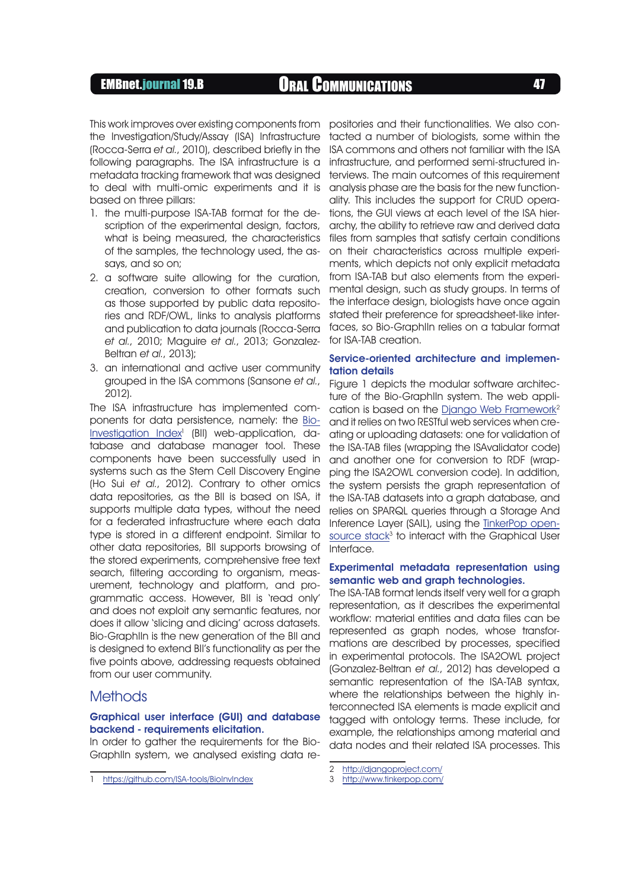This work improves over existing components from the Investigation/Study/Assay (ISA) Infrastructure (Rocca-Serra *et al.*, 2010), described briefly in the following paragraphs. The ISA infrastructure is a metadata tracking framework that was designed to deal with multi-omic experiments and it is based on three pillars:

1. the multi-purpose ISA-TAB format for the description of the experimental design, factors, what is being measured, the characteristics of the samples, the technology used, the assays, and so on;
2. a software suite allowing for the curation, creation, conversion to other formats such as those supported by public data repositories and RDF/OWL, links to analysis platforms and publication to data journals (Rocca-Serra *et al.*, 2010; Maguire *et al.*, 2013; Gonzalez-Beltran *et al.*, 2013);
3. an international and active user community grouped in the ISA commons (Sansone *et al.*, 2012).

The ISA infrastructure has implemented components for data persistence, namely: the Bio-Investigation Index[1] (BII) web-application, database and database manager tool. These components have been successfully used in systems such as the Stem Cell Discovery Engine (Ho Sui *et al.*, 2012). Contrary to other omics data repositories, as the BII is based on ISA, it supports multiple data types, without the need for a federated infrastructure where each data type is stored in a different endpoint. Similar to other data repositories, BII supports browsing of the stored experiments, comprehensive free text search, filtering according to organism, measurement, technology and platform, and programmatic access. However, BII is 'read only' and does not exploit any semantic features, nor does it allow 'slicing and dicing' across datasets. Bio-GraphIIn is the new generation of the BII and is designed to extend BII's functionality as per the five points above, addressing requests obtained from our user community.

## Methods

### Graphical user interface (GUI) and database backend - requirements elicitation.

In order to gather the requirements for the Bio-GraphIIn system, we analysed existing data repositories and their functionalities. We also contacted a number of biologists, some within the ISA commons and others not familiar with the ISA infrastructure, and performed semi-structured interviews. The main outcomes of this requirement analysis phase are the basis for the new functionality. This includes the support for CRUD operations, the GUI views at each level of the ISA hierarchy, the ability to retrieve raw and derived data files from samples that satisfy certain conditions on their characteristics across multiple experiments, which depicts not only explicit metadata from ISA-TAB but also elements from the experimental design, such as study groups. In terms of the interface design, biologists have once again stated their preference for spreadsheet-like interfaces, so Bio-GraphIIn relies on a tabular format for ISA-TAB creation.

### Service-oriented architecture and implementation details

Figure 1 depicts the modular software architecture of the Bio-GraphIIn system. The web application is based on the Django Web Framework[2] and it relies on two RESTful web services when creating or uploading datasets: one for validation of the ISA-TAB files (wrapping the ISAvalidator code) and another one for conversion to RDF (wrapping the ISA2OWL conversion code). In addition, the system persists the graph representation of the ISA-TAB datasets into a graph database, and relies on SPARQL queries through a Storage And Inference Layer (SAIL), using the TinkerPop open-source stack[3] to interact with the Graphical User Interface.

### Experimental metadata representation using semantic web and graph technologies.

The ISA-TAB format lends itself very well for a graph representation, as it describes the experimental workflow: material entities and data files can be represented as graph nodes, whose transformations are described by processes, specified in experimental protocols. The ISA2OWL project (Gonzalez-Beltran *et al.*, 2012) has developed a semantic representation of the ISA-TAB syntax, where the relationships between the highly interconnected ISA elements is made explicit and tagged with ontology terms. These include, for example, the relationships among material and data nodes and their related ISA processes. This

---

1 https://github.com/ISA-tools/BioInvIndex

2 http://djangoproject.com/

3 http://www.tinkerpop.com/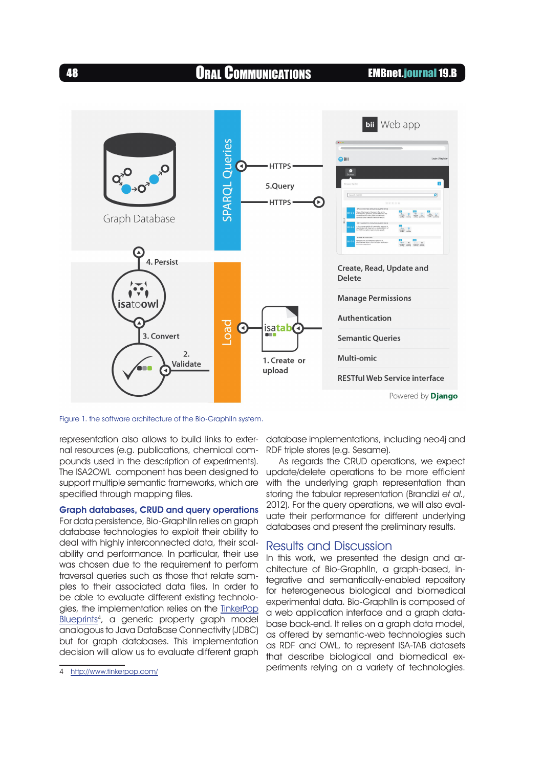Figure 1. the software architecture of the Bio-GraphIIn system.

representation also allows to build links to external resources (e.g. publications, chemical compounds used in the description of experiments). The ISA2OWL component has been designed to support multiple semantic frameworks, which are specified through mapping files.

### Graph databases, CRUD and query operations

For data persistence, Bio-GraphIIn relies on graph database technologies to exploit their ability to deal with highly interconnected data, their scalability and performance. In particular, their use was chosen due to the requirement to perform traversal queries such as those that relate samples to their associated data files. In order to be able to evaluate different existing technologies, the implementation relies on the TinkerPop Blueprints[4], a generic property graph model analogous to Java DataBase Connectivity (JDBC) but for graph databases. This implementation decision will allow us to evaluate different graph database implementations, including neo4j and RDF triple stores (e.g. Sesame).

As regards the CRUD operations, we expect update/delete operations to be more efficient with the underlying graph representation than storing the tabular representation (Brandizi *et al.*, 2012). For the query operations, we will also evaluate their performance for different underlying databases and present the preliminary results.

## Results and Discussion

In this work, we presented the design and architecture of Bio-GraphIIn, a graph-based, integrative and semantically-enabled repository for heterogeneous biological and biomedical experimental data. Bio-GraphIIn is composed of a web application interface and a graph database back-end. It relies on a graph data model, as offered by semantic-web technologies such as RDF and OWL, to represent ISA-TAB datasets that describe biological and biomedical experiments relying on a variety of technologies.

4 http://www.tinkerpop.com/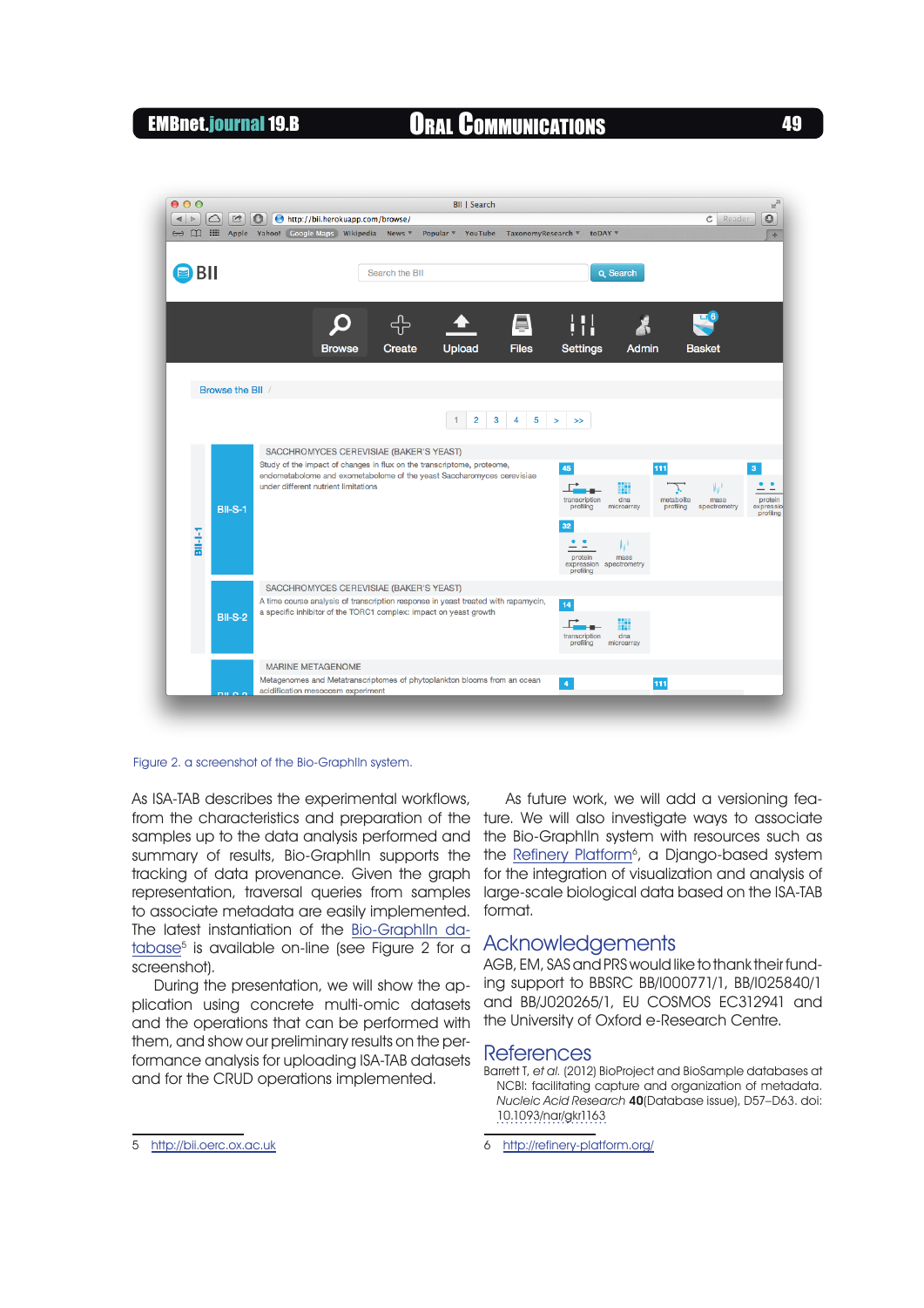Figure 2. a screenshot of the Bio-GraphIIn system.

As ISA-TAB describes the experimental workflows, from the characteristics and preparation of the samples up to the data analysis performed and summary of results, Bio-GraphIIn supports the tracking of data provenance. Given the graph representation, traversal queries from samples to associate metadata are easily implemented. The latest instantiation of the Bio-GraphIIn database[5] is available on-line (see Figure 2 for a screenshot).

During the presentation, we will show the application using concrete multi-omic datasets and the operations that can be performed with them, and show our preliminary results on the performance analysis for uploading ISA-TAB datasets and for the CRUD operations implemented.

As future work, we will add a versioning feature. We will also investigate ways to associate the Bio-GraphIIn system with resources such as the Refinery Platform[6], a Django-based system for the integration of visualization and analysis of large-scale biological data based on the ISA-TAB format.

## Acknowledgements

AGB, EM, SAS and PRS would like to thank their funding support to BBSRC BB/I000771/1, BB/I025840/1 and BB/J020265/1, EU COSMOS EC312941 and the University of Oxford e-Research Centre.

## References

Barrett T, *et al.* (2012) BioProject and BioSample databases at NCBI: facilitating capture and organization of metadata. *Nucleic Acid Research* **40**(Database issue), D57–D63. doi: 10.1093/nar/gkr1163

5 http://bii.oerc.ox.ac.uk

6 http://refinery-platform.org/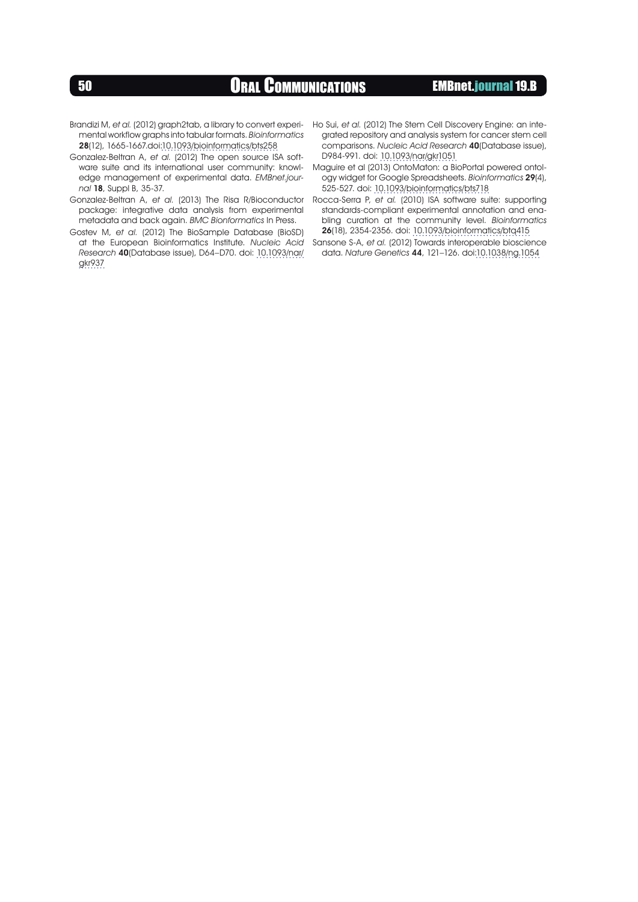Brandizi M, *et al.* (2012) graph2tab, a library to convert experimental workflow graphs into tabular formats. *Bioinformatics* **28**(12), 1665-1667.doi:10.1093/bioinformatics/bts258

Gonzalez-Beltran A, *et al.* (2012) The open source ISA software suite and its international user community: knowledge management of experimental data. *EMBnet.journal* **18**, Suppl B, 35-37.

Gonzalez-Beltran A, *et al.* (2013) The Risa R/Bioconductor package: integrative data analysis from experimental metadata and back again. *BMC Bionformatics* In Press.

Gostev M, *et al.* (2012) The BioSample Database (BioSD) at the European Bioinformatics Institute. *Nucleic Acid Research* **40**(Database issue), D64–D70. doi: 10.1093/nar/gkr937

Ho Sui, *et al.* (2012) The Stem Cell Discovery Engine: an integrated repository and analysis system for cancer stem cell comparisons. *Nucleic Acid Research* **40**(Database issue), D984-991. doi: 10.1093/nar/gkr1051

Maguire et al (2013) OntoMaton: a BioPortal powered ontology widget for Google Spreadsheets. *Bioinformatics* **29**(4), 525-527. doi: 10.1093/bioinformatics/bts718

Rocca-Serra P, *et al.* (2010) ISA software suite: supporting standards-compliant experimental annotation and enabling curation at the community level. *Bioinformatics* **26**(18), 2354-2356. doi: 10.1093/bioinformatics/btq415

Sansone S-A, *et al.* (2012) Towards interoperable bioscience data. *Nature Genetics* **44**, 121–126. doi:10.1038/ng.1054